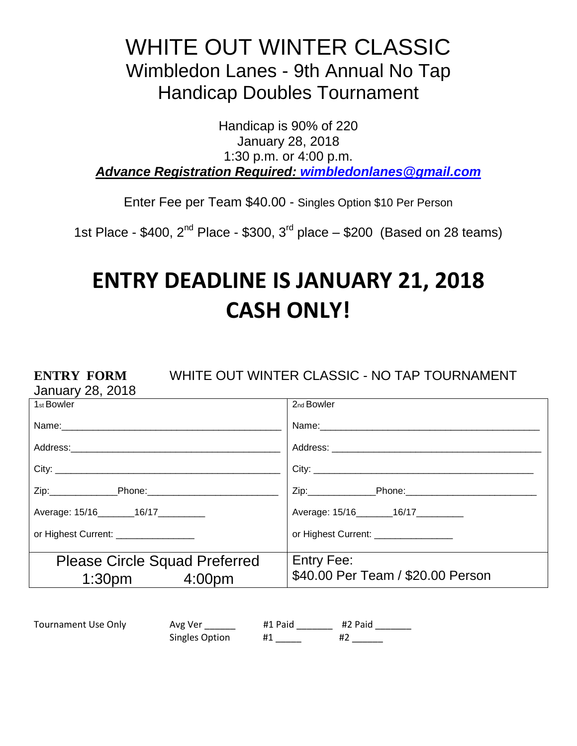# WHITE OUT WINTER CLASSIC

## Wimbledon Lanes - 9th Annual No Tap Handicap Doubles Tournament

Handicap is 90% of 220
January 28, 2018
1:30 p.m. or 4:00 p.m.
***Advance Registration Required: wimbledonlanes@gmail.com***

Enter Fee per Team $40.00 - Singles Option $10 Per Person

1st Place - $400, 2nd Place - $300, 3rd place – $200 (Based on 28 teams)

# ENTRY DEADLINE IS JANUARY 21, 2018
# CASH ONLY!

**ENTRY FORM** WHITE OUT WINTER CLASSIC - NO TAP TOURNAMENT
January 28, 2018

| 1st Bowler | 2nd Bowler |
|---|---|
| Name:____________________ | Name:____________________ |
| Address:____________________ | Address: ____________________ |
| City: ____________________ | City: ____________________ |
| Zip:__________Phone:__________ | Zip:__________Phone:__________ |
| Average: 15/16_______16/17_________ | Average: 15/16_______16/17_________ |
| or Highest Current: _______________ | or Highest Current: _______________ |
| Please Circle Squad Preferred<br>1:30pm 4:00pm | Entry Fee:<br>$40.00 Per Team / $20.00 Person |

Tournament Use Only  Avg Ver ______  #1 Paid _______  #2 Paid _______
Singles Option  #1 _____  #2 ______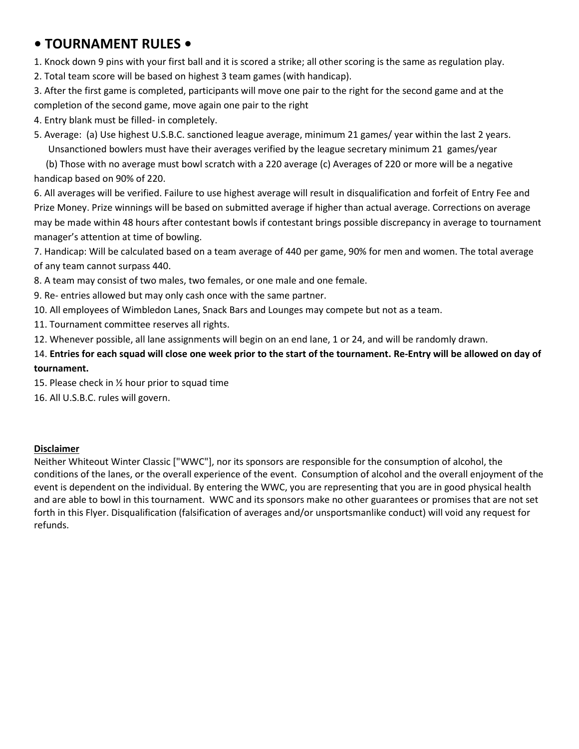# • TOURNAMENT RULES •

1. Knock down 9 pins with your first ball and it is scored a strike; all other scoring is the same as regulation play.
2. Total team score will be based on highest 3 team games (with handicap).
3. After the first game is completed, participants will move one pair to the right for the second game and at the completion of the second game, move again one pair to the right
4. Entry blank must be filled- in completely.
5. Average: (a) Use highest U.S.B.C. sanctioned league average, minimum 21 games/ year within the last 2 years. Unsanctioned bowlers must have their averages verified by the league secretary minimum 21 games/year
   (b) Those with no average must bowl scratch with a 220 average (c) Averages of 220 or more will be a negative handicap based on 90% of 220.
6. All averages will be verified. Failure to use highest average will result in disqualification and forfeit of Entry Fee and Prize Money. Prize winnings will be based on submitted average if higher than actual average. Corrections on average may be made within 48 hours after contestant bowls if contestant brings possible discrepancy in average to tournament manager's attention at time of bowling.
7. Handicap: Will be calculated based on a team average of 440 per game, 90% for men and women. The total average of any team cannot surpass 440.
8. A team may consist of two males, two females, or one male and one female.
9. Re- entries allowed but may only cash once with the same partner.
10. All employees of Wimbledon Lanes, Snack Bars and Lounges may compete but not as a team.
11. Tournament committee reserves all rights.
12. Whenever possible, all lane assignments will begin on an end lane, 1 or 24, and will be randomly drawn.

14. **Entries for each squad will close one week prior to the start of the tournament. Re-Entry will be allowed on day of tournament.**

15. Please check in ½ hour prior to squad time
16. All U.S.B.C. rules will govern.

**Disclaimer**

Neither Whiteout Winter Classic ["WWC"], nor its sponsors are responsible for the consumption of alcohol, the conditions of the lanes, or the overall experience of the event. Consumption of alcohol and the overall enjoyment of the event is dependent on the individual. By entering the WWC, you are representing that you are in good physical health and are able to bowl in this tournament. WWC and its sponsors make no other guarantees or promises that are not set forth in this Flyer. Disqualification (falsification of averages and/or unsportsmanlike conduct) will void any request for refunds.